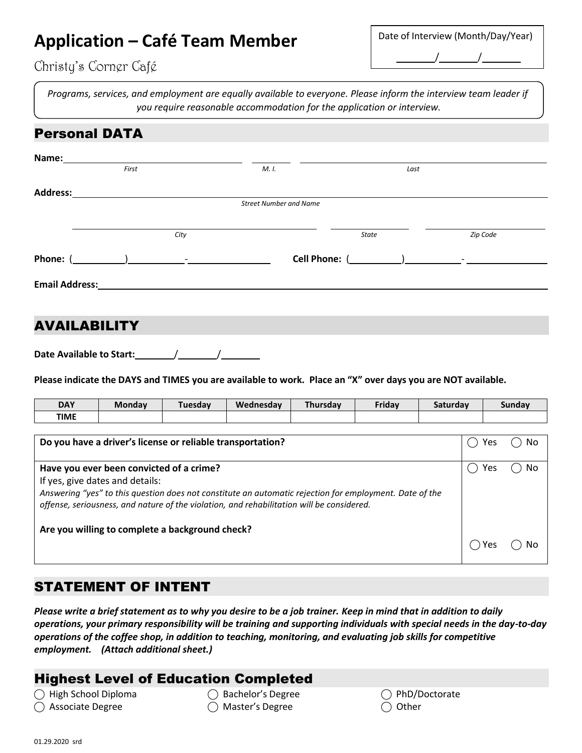# Application – Café Team Member

Christy's Corner Café

Date of Interview (Month/Day/Year)

\_\_\_\_\_\_/\_\_\_\_\_\_/\_\_\_\_\_\_

*Programs, services, and employment are equally available to everyone. Please inform the interview team leader if you require reasonable accommodation for the application or interview.*

## Personal DATA

**Name:** \_\_\_\_\_\_\_\_\_\_\_\_\_\_\_\_\_\_\_\_ \_\_\_\_\_ \_\_\_\_\_\_\_\_\_\_\_\_\_\_\_\_\_\_\_\_
*First* *M. I.* *Last*

**Address:** \_\_\_\_\_\_\_\_\_\_\_\_\_\_\_\_\_\_\_\_\_\_\_\_\_\_\_\_\_\_\_\_\_\_\_\_\_\_\_\_
*Street Number and Name*

\_\_\_\_\_\_\_\_\_\_\_\_\_\_\_\_\_\_\_\_ \_\_\_\_\_\_\_\_\_\_ \_\_\_\_\_\_\_\_\_\_
*City* *State* *Zip Code*

**Phone:** (\_\_\_\_\_)\_\_\_\_\_-\_\_\_\_\_\_ **Cell Phone:** (\_\_\_\_\_)\_\_\_\_\_-\_\_\_\_\_\_

**Email Address:** \_\_\_\_\_\_\_\_\_\_\_\_\_\_\_\_\_\_\_\_\_\_\_\_\_\_\_\_\_\_\_\_\_\_\_\_\_\_\_\_

## AVAILABILITY

**Date Available to Start:** \_\_\_\_\_\_/\_\_\_\_\_\_/\_\_\_\_\_\_

**Please indicate the DAYS and TIMES you are available to work. Place an "X" over days you are NOT available.**

| DAY | Monday | Tuesday | Wednesday | Thursday | Friday | Saturday | Sunday |
|---|---|---|---|---|---|---|---|
| TIME | | | | | | | |

| | |
|---|---|
| **Do you have a driver's license or reliable transportation?** | ◯ Yes ◯ No |
| **Have you ever been convicted of a crime?**<br>If yes, give dates and details:<br>*Answering "yes" to this question does not constitute an automatic rejection for employment. Date of the offense, seriousness, and nature of the violation, and rehabilitation will be considered.* | ◯ Yes ◯ No |
| **Are you willing to complete a background check?** | ◯ Yes ◯ No |

## STATEMENT OF INTENT

***Please write a brief statement as to why you desire to be a job trainer. Keep in mind that in addition to daily operations, your primary responsibility will be training and supporting individuals with special needs in the day-to-day operations of the coffee shop, in addition to teaching, monitoring, and evaluating job skills for competitive employment. (Attach additional sheet.)***

## Highest Level of Education Completed

◯ High School Diploma
◯ Associate Degree
◯ Bachelor's Degree
◯ Master's Degree
◯ PhD/Doctorate
◯ Other

01.29.2020 srd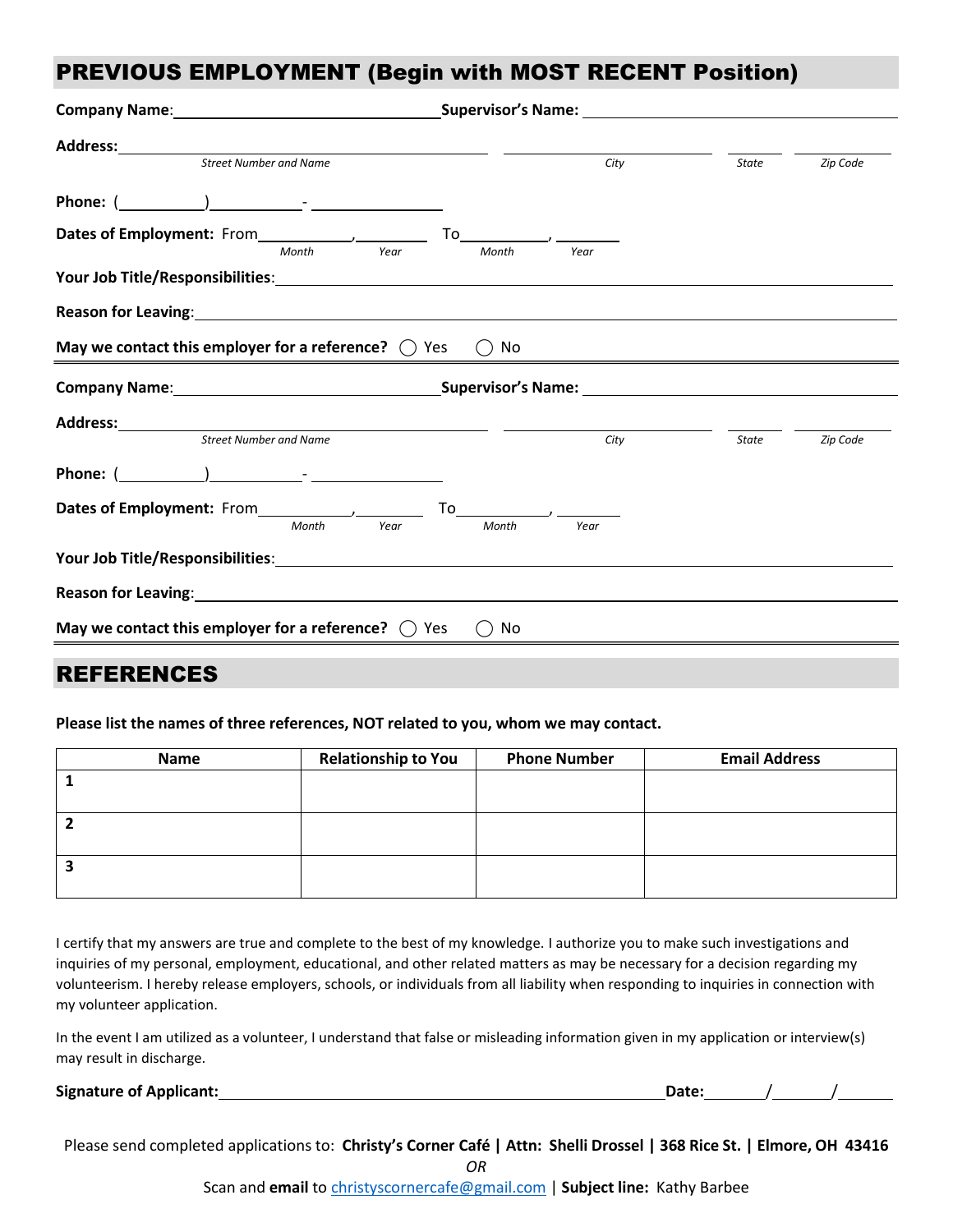## PREVIOUS EMPLOYMENT (Begin with MOST RECENT Position)

**Company Name**: ______________________ **Supervisor's Name:** ______________________

**Address:** ______________________ ______________ ________ __________
*Street Number and Name* *City* *State* *Zip Code*

**Phone:** (________) __________ - ____________

**Dates of Employment:** From__________, ________ To__________, ________
*Month* *Year* *Month* *Year*

**Your Job Title/Responsibilities**: ______________________________________________

**Reason for Leaving**: ______________________________________________

**May we contact this employer for a reference?** ◯ Yes ◯ No

---

**Company Name**: ______________________ **Supervisor's Name:** ______________________

**Address:** ______________________ ______________ ________ __________
*Street Number and Name* *City* *State* *Zip Code*

**Phone:** (________) __________ - ____________

**Dates of Employment:** From__________, ________ To__________, ________
*Month* *Year* *Month* *Year*

**Your Job Title/Responsibilities**: ______________________________________________

**Reason for Leaving**: ______________________________________________

**May we contact this employer for a reference?** ◯ Yes ◯ No

---

## REFERENCES

**Please list the names of three references, NOT related to you, whom we may contact.**

| Name | Relationship to You | Phone Number | Email Address |
|---|---|---|---|
| **1** | | | |
| **2** | | | |
| **3** | | | |

I certify that my answers are true and complete to the best of my knowledge. I authorize you to make such investigations and inquiries of my personal, employment, educational, and other related matters as may be necessary for a decision regarding my volunteerism. I hereby release employers, schools, or individuals from all liability when responding to inquiries in connection with my volunteer application.

In the event I am utilized as a volunteer, I understand that false or misleading information given in my application or interview(s) may result in discharge.

**Signature of Applicant:** ______________________________________________ **Date:** ______/______/______

Please send completed applications to: **Christy's Corner Café | Attn: Shelli Drossel | 368 Rice St. | Elmore, OH 43416**

*OR*

Scan and **email** to christyscornercafe@gmail.com | **Subject line:** Kathy Barbee